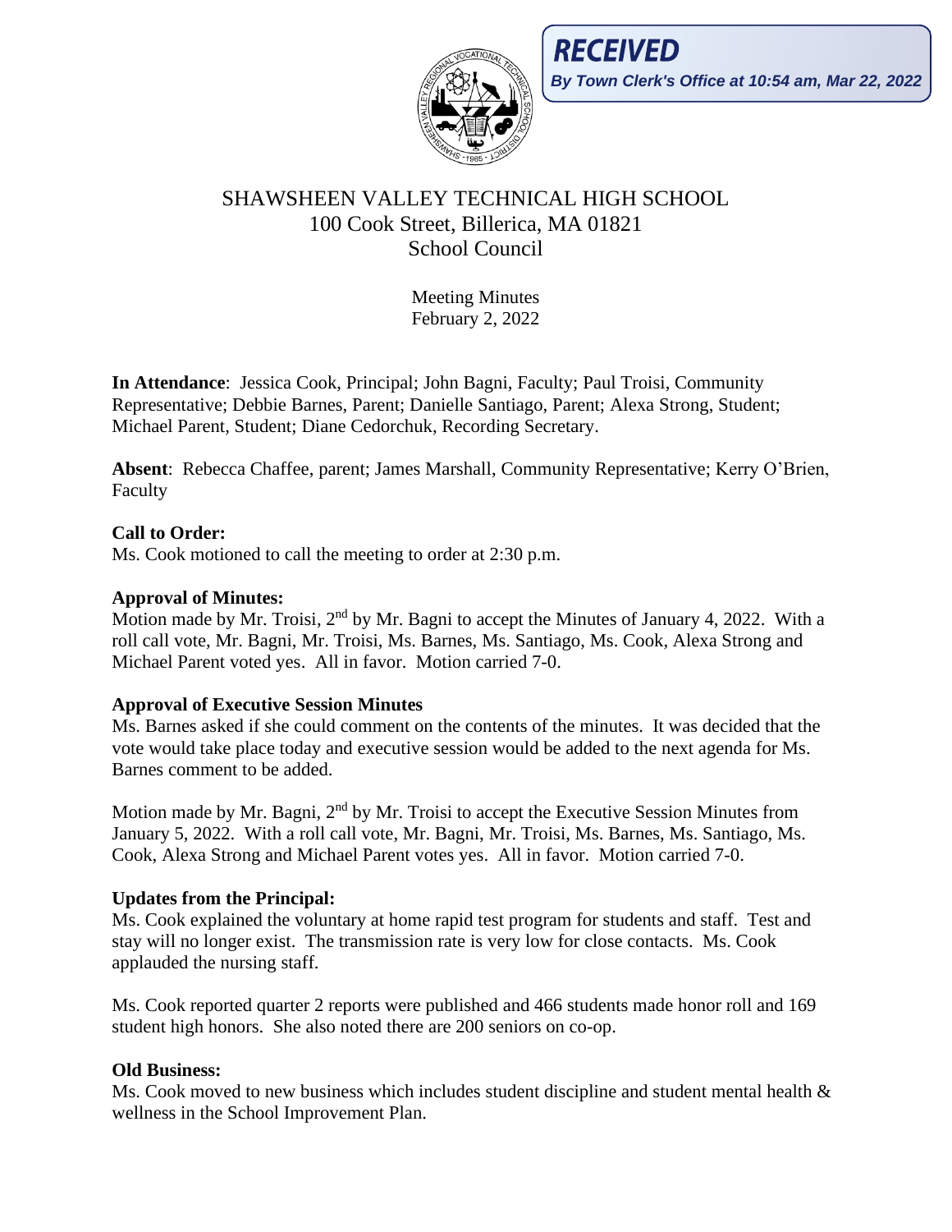**RECEIVED**
*By Town Clerk's Office at 10:54 am, Mar 22, 2022*

# SHAWSHEEN VALLEY TECHNICAL HIGH SCHOOL
100 Cook Street, Billerica, MA 01821
School Council

Meeting Minutes
February 2, 2022

**In Attendance**: Jessica Cook, Principal; John Bagni, Faculty; Paul Troisi, Community Representative; Debbie Barnes, Parent; Danielle Santiago, Parent; Alexa Strong, Student; Michael Parent, Student; Diane Cedorchuk, Recording Secretary.

**Absent**: Rebecca Chaffee, parent; James Marshall, Community Representative; Kerry O'Brien, Faculty

**Call to Order:**
Ms. Cook motioned to call the meeting to order at 2:30 p.m.

**Approval of Minutes:**
Motion made by Mr. Troisi, 2nd by Mr. Bagni to accept the Minutes of January 4, 2022. With a roll call vote, Mr. Bagni, Mr. Troisi, Ms. Barnes, Ms. Santiago, Ms. Cook, Alexa Strong and Michael Parent voted yes. All in favor. Motion carried 7-0.

**Approval of Executive Session Minutes**
Ms. Barnes asked if she could comment on the contents of the minutes. It was decided that the vote would take place today and executive session would be added to the next agenda for Ms. Barnes comment to be added.

Motion made by Mr. Bagni, 2nd by Mr. Troisi to accept the Executive Session Minutes from January 5, 2022. With a roll call vote, Mr. Bagni, Mr. Troisi, Ms. Barnes, Ms. Santiago, Ms. Cook, Alexa Strong and Michael Parent votes yes. All in favor. Motion carried 7-0.

**Updates from the Principal:**
Ms. Cook explained the voluntary at home rapid test program for students and staff. Test and stay will no longer exist. The transmission rate is very low for close contacts. Ms. Cook applauded the nursing staff.

Ms. Cook reported quarter 2 reports were published and 466 students made honor roll and 169 student high honors. She also noted there are 200 seniors on co-op.

**Old Business:**
Ms. Cook moved to new business which includes student discipline and student mental health & wellness in the School Improvement Plan.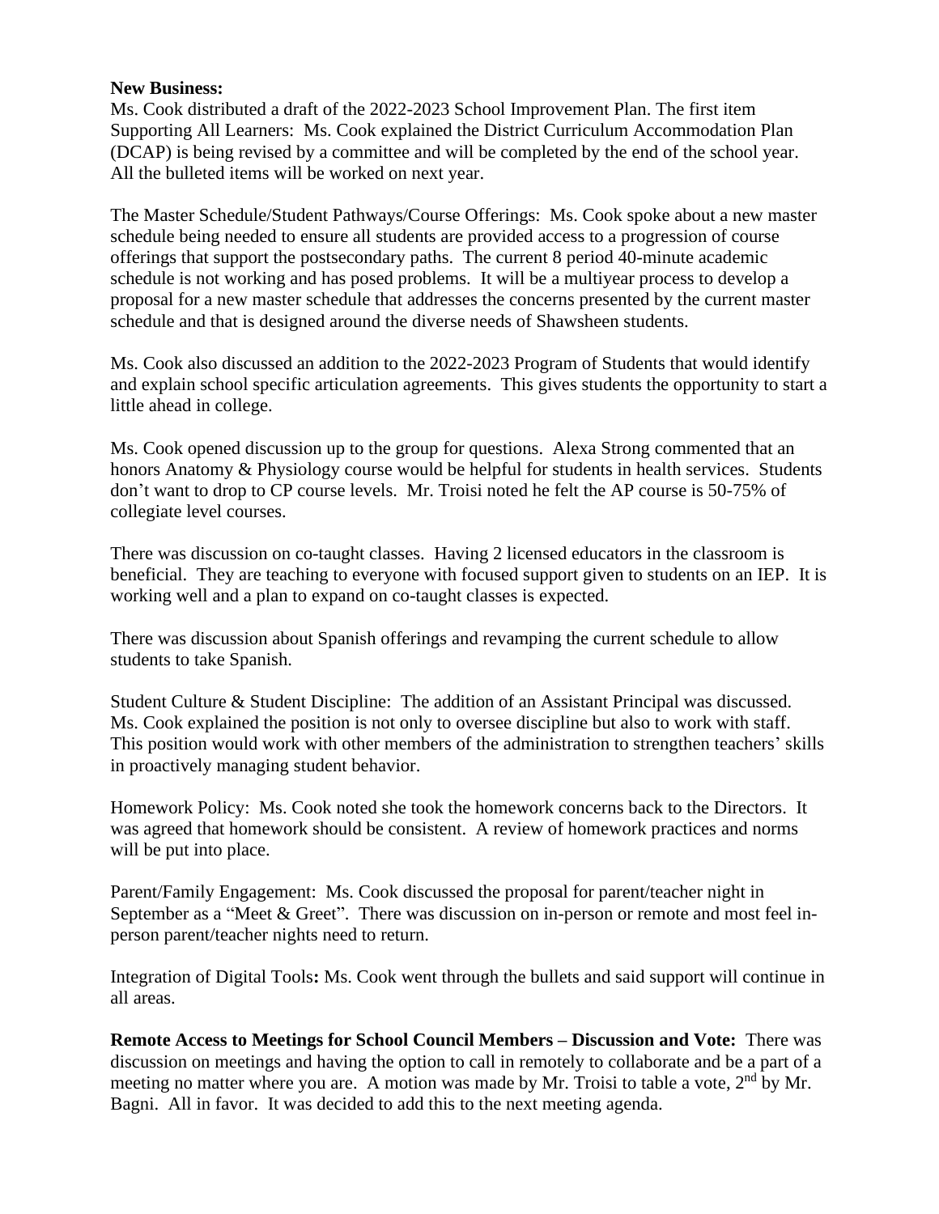**New Business:**
Ms. Cook distributed a draft of the 2022-2023 School Improvement Plan. The first item Supporting All Learners: Ms. Cook explained the District Curriculum Accommodation Plan (DCAP) is being revised by a committee and will be completed by the end of the school year. All the bulleted items will be worked on next year.

The Master Schedule/Student Pathways/Course Offerings: Ms. Cook spoke about a new master schedule being needed to ensure all students are provided access to a progression of course offerings that support the postsecondary paths. The current 8 period 40-minute academic schedule is not working and has posed problems. It will be a multiyear process to develop a proposal for a new master schedule that addresses the concerns presented by the current master schedule and that is designed around the diverse needs of Shawsheen students.

Ms. Cook also discussed an addition to the 2022-2023 Program of Students that would identify and explain school specific articulation agreements. This gives students the opportunity to start a little ahead in college.

Ms. Cook opened discussion up to the group for questions. Alexa Strong commented that an honors Anatomy & Physiology course would be helpful for students in health services. Students don't want to drop to CP course levels. Mr. Troisi noted he felt the AP course is 50-75% of collegiate level courses.

There was discussion on co-taught classes. Having 2 licensed educators in the classroom is beneficial. They are teaching to everyone with focused support given to students on an IEP. It is working well and a plan to expand on co-taught classes is expected.

There was discussion about Spanish offerings and revamping the current schedule to allow students to take Spanish.

Student Culture & Student Discipline: The addition of an Assistant Principal was discussed. Ms. Cook explained the position is not only to oversee discipline but also to work with staff. This position would work with other members of the administration to strengthen teachers' skills in proactively managing student behavior.

Homework Policy: Ms. Cook noted she took the homework concerns back to the Directors. It was agreed that homework should be consistent. A review of homework practices and norms will be put into place.

Parent/Family Engagement: Ms. Cook discussed the proposal for parent/teacher night in September as a "Meet & Greet". There was discussion on in-person or remote and most feel in-person parent/teacher nights need to return.

Integration of Digital Tools**:** Ms. Cook went through the bullets and said support will continue in all areas.

**Remote Access to Meetings for School Council Members – Discussion and Vote:** There was discussion on meetings and having the option to call in remotely to collaborate and be a part of a meeting no matter where you are. A motion was made by Mr. Troisi to table a vote, 2nd by Mr. Bagni. All in favor. It was decided to add this to the next meeting agenda.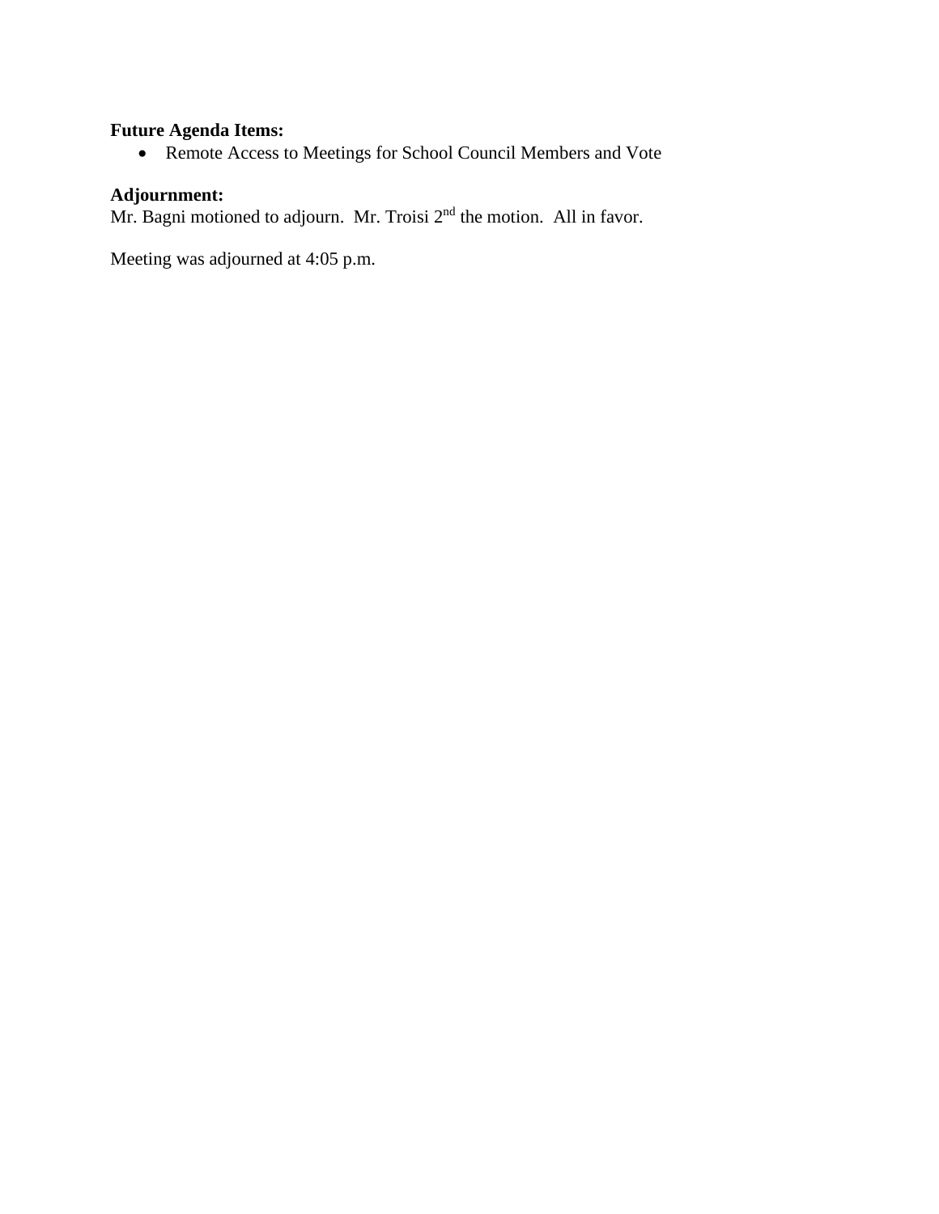**Future Agenda Items:**

- Remote Access to Meetings for School Council Members and Vote

**Adjournment:**

Mr. Bagni motioned to adjourn. Mr. Troisi 2nd the motion. All in favor.

Meeting was adjourned at 4:05 p.m.